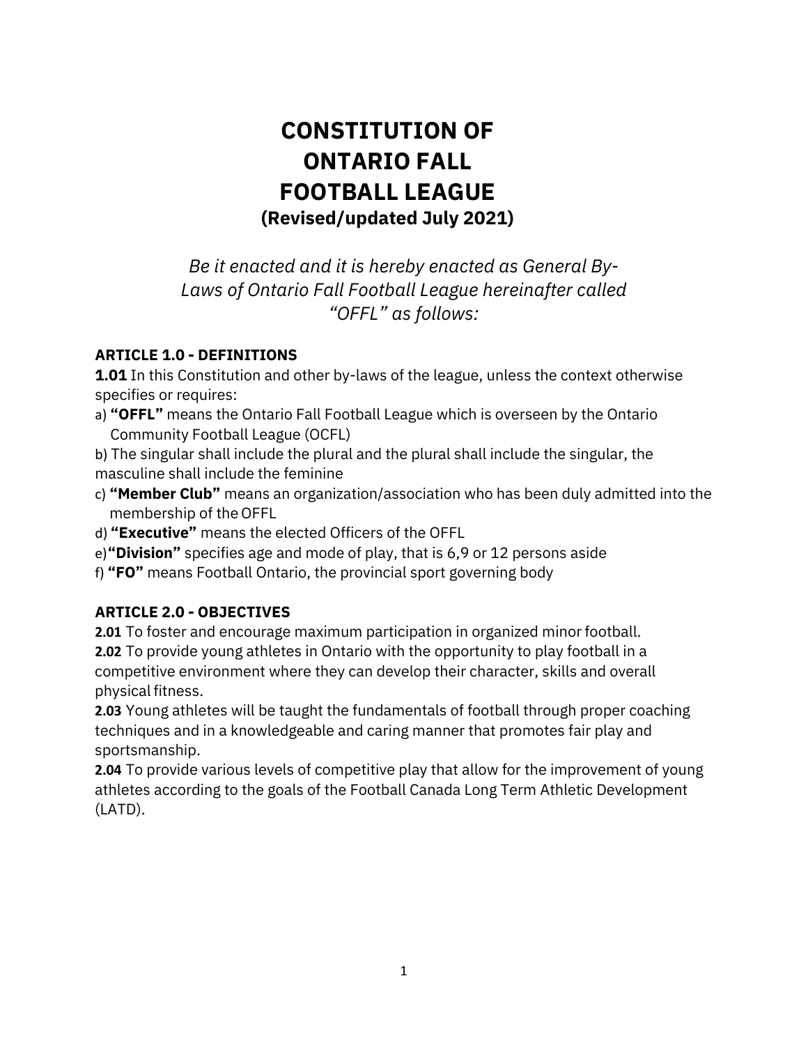# CONSTITUTION OF ONTARIO FALL FOOTBALL LEAGUE

## (Revised/updated July 2021)

*Be it enacted and it is hereby enacted as General By-Laws of Ontario Fall Football League hereinafter called "OFFL" as follows:*

### ARTICLE 1.0 - DEFINITIONS

**1.01** In this Constitution and other by-laws of the league, unless the context otherwise specifies or requires:

a) **"OFFL"** means the Ontario Fall Football League which is overseen by the Ontario Community Football League (OCFL)

b) The singular shall include the plural and the plural shall include the singular, the masculine shall include the feminine

c) **"Member Club"** means an organization/association who has been duly admitted into the membership of the OFFL

d) **"Executive"** means the elected Officers of the OFFL

e) **"Division"** specifies age and mode of play, that is 6,9 or 12 persons aside

f) **"FO"** means Football Ontario, the provincial sport governing body

### ARTICLE 2.0 - OBJECTIVES

**2.01** To foster and encourage maximum participation in organized minor football.

**2.02** To provide young athletes in Ontario with the opportunity to play football in a competitive environment where they can develop their character, skills and overall physical fitness.

**2.03** Young athletes will be taught the fundamentals of football through proper coaching techniques and in a knowledgeable and caring manner that promotes fair play and sportsmanship.

**2.04** To provide various levels of competitive play that allow for the improvement of young athletes according to the goals of the Football Canada Long Term Athletic Development (LATD).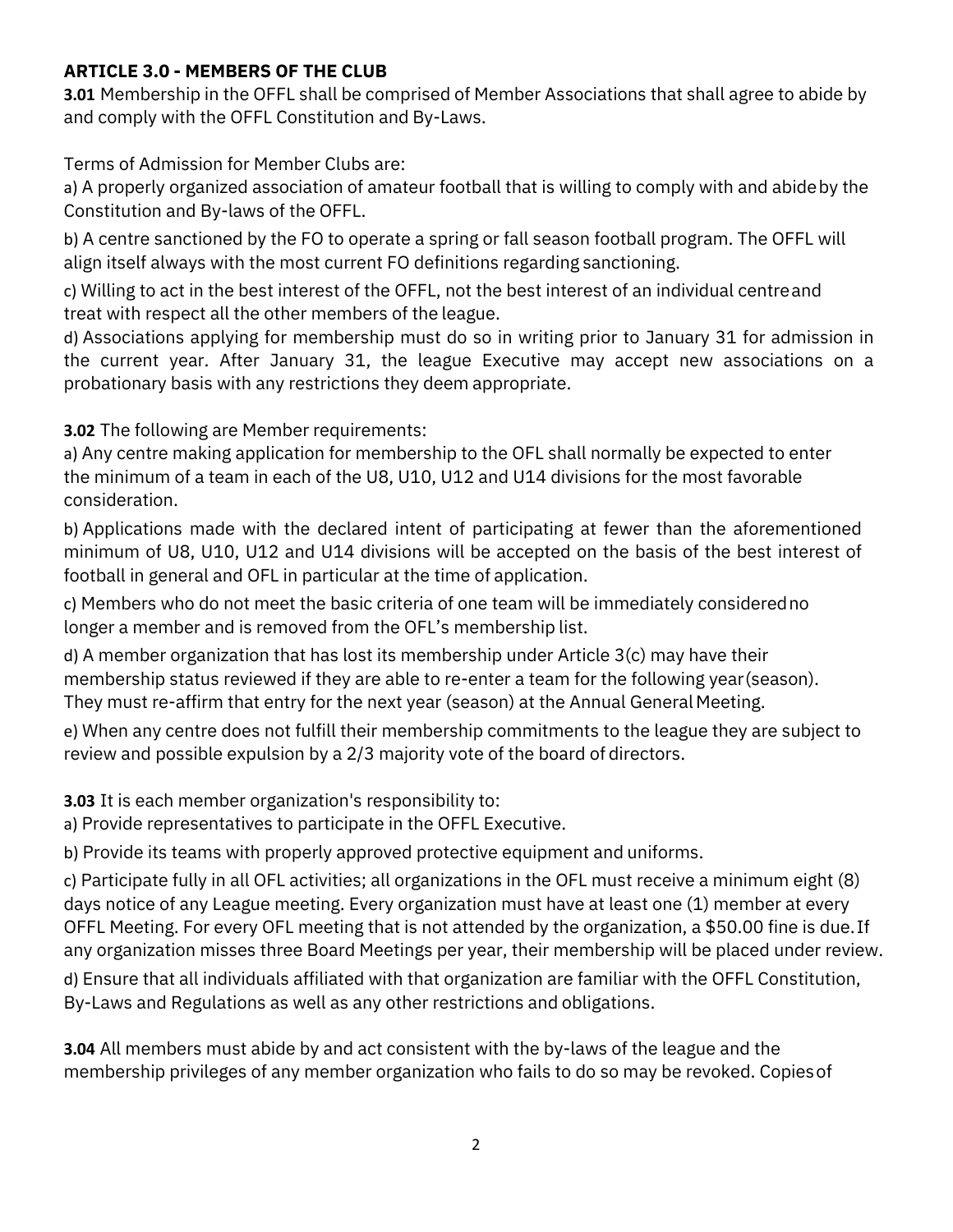## ARTICLE 3.0 - MEMBERS OF THE CLUB

**3.01** Membership in the OFFL shall be comprised of Member Associations that shall agree to abide by and comply with the OFFL Constitution and By-Laws.

Terms of Admission for Member Clubs are:

a) A properly organized association of amateur football that is willing to comply with and abide by the Constitution and By-laws of the OFFL.

b) A centre sanctioned by the FO to operate a spring or fall season football program. The OFFL will align itself always with the most current FO definitions regarding sanctioning.

c) Willing to act in the best interest of the OFFL, not the best interest of an individual centre and treat with respect all the other members of the league.

d) Associations applying for membership must do so in writing prior to January 31 for admission in the current year. After January 31, the league Executive may accept new associations on a probationary basis with any restrictions they deem appropriate.

**3.02** The following are Member requirements:

a) Any centre making application for membership to the OFL shall normally be expected to enter the minimum of a team in each of the U8, U10, U12 and U14 divisions for the most favorable consideration.

b) Applications made with the declared intent of participating at fewer than the aforementioned minimum of U8, U10, U12 and U14 divisions will be accepted on the basis of the best interest of football in general and OFL in particular at the time of application.

c) Members who do not meet the basic criteria of one team will be immediately considered no longer a member and is removed from the OFL's membership list.

d) A member organization that has lost its membership under Article 3(c) may have their membership status reviewed if they are able to re-enter a team for the following year (season). They must re-affirm that entry for the next year (season) at the Annual General Meeting.

e) When any centre does not fulfill their membership commitments to the league they are subject to review and possible expulsion by a 2/3 majority vote of the board of directors.

**3.03** It is each member organization's responsibility to:

a) Provide representatives to participate in the OFFL Executive.

b) Provide its teams with properly approved protective equipment and uniforms.

c) Participate fully in all OFL activities; all organizations in the OFL must receive a minimum eight (8) days notice of any League meeting. Every organization must have at least one (1) member at every OFFL Meeting. For every OFL meeting that is not attended by the organization, a $50.00 fine is due. If any organization misses three Board Meetings per year, their membership will be placed under review.

d) Ensure that all individuals affiliated with that organization are familiar with the OFFL Constitution, By-Laws and Regulations as well as any other restrictions and obligations.

**3.04** All members must abide by and act consistent with the by-laws of the league and the membership privileges of any member organization who fails to do so may be revoked. Copies of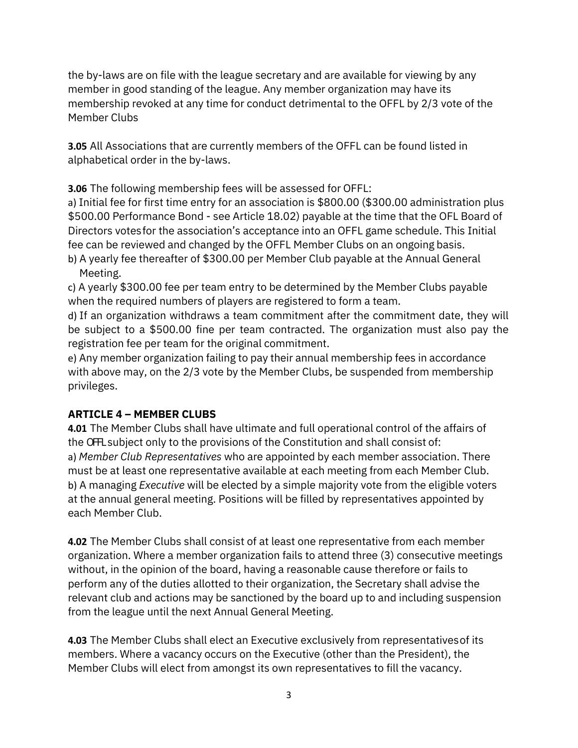the by-laws are on file with the league secretary and are available for viewing by any member in good standing of the league. Any member organization may have its membership revoked at any time for conduct detrimental to the OFFL by 2/3 vote of the Member Clubs

**3.05** All Associations that are currently members of the OFFL can be found listed in alphabetical order in the by-laws.

**3.06** The following membership fees will be assessed for OFFL:

a) Initial fee for first time entry for an association is $800.00 ($300.00 administration plus $500.00 Performance Bond - see Article 18.02) payable at the time that the OFL Board of Directors votes for the association's acceptance into an OFFL game schedule. This Initial fee can be reviewed and changed by the OFFL Member Clubs on an ongoing basis.

b) A yearly fee thereafter of $300.00 per Member Club payable at the Annual General Meeting.

c) A yearly $300.00 fee per team entry to be determined by the Member Clubs payable when the required numbers of players are registered to form a team.

d) If an organization withdraws a team commitment after the commitment date, they will be subject to a $500.00 fine per team contracted. The organization must also pay the registration fee per team for the original commitment.

e) Any member organization failing to pay their annual membership fees in accordance with above may, on the 2/3 vote by the Member Clubs, be suspended from membership privileges.

## ARTICLE 4 – MEMBER CLUBS

**4.01** The Member Clubs shall have ultimate and full operational control of the affairs of the OFFL subject only to the provisions of the Constitution and shall consist of:

a) *Member Club Representatives* who are appointed by each member association. There must be at least one representative available at each meeting from each Member Club.

b) A managing *Executive* will be elected by a simple majority vote from the eligible voters at the annual general meeting. Positions will be filled by representatives appointed by each Member Club.

**4.02** The Member Clubs shall consist of at least one representative from each member organization. Where a member organization fails to attend three (3) consecutive meetings without, in the opinion of the board, having a reasonable cause therefore or fails to perform any of the duties allotted to their organization, the Secretary shall advise the relevant club and actions may be sanctioned by the board up to and including suspension from the league until the next Annual General Meeting.

**4.03** The Member Clubs shall elect an Executive exclusively from representatives of its members. Where a vacancy occurs on the Executive (other than the President), the Member Clubs will elect from amongst its own representatives to fill the vacancy.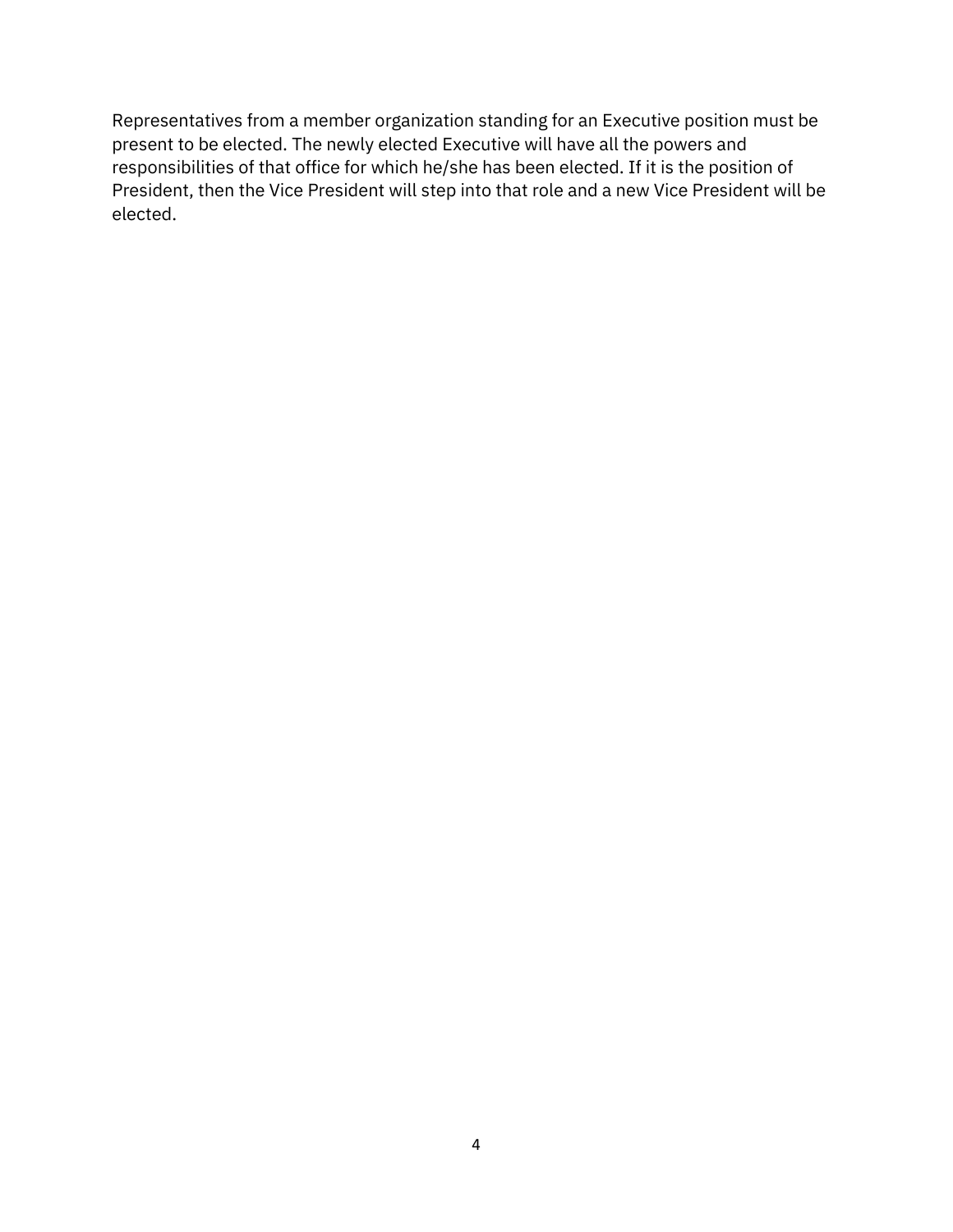Representatives from a member organization standing for an Executive position must be present to be elected. The newly elected Executive will have all the powers and responsibilities of that office for which he/she has been elected. If it is the position of President, then the Vice President will step into that role and a new Vice President will be elected.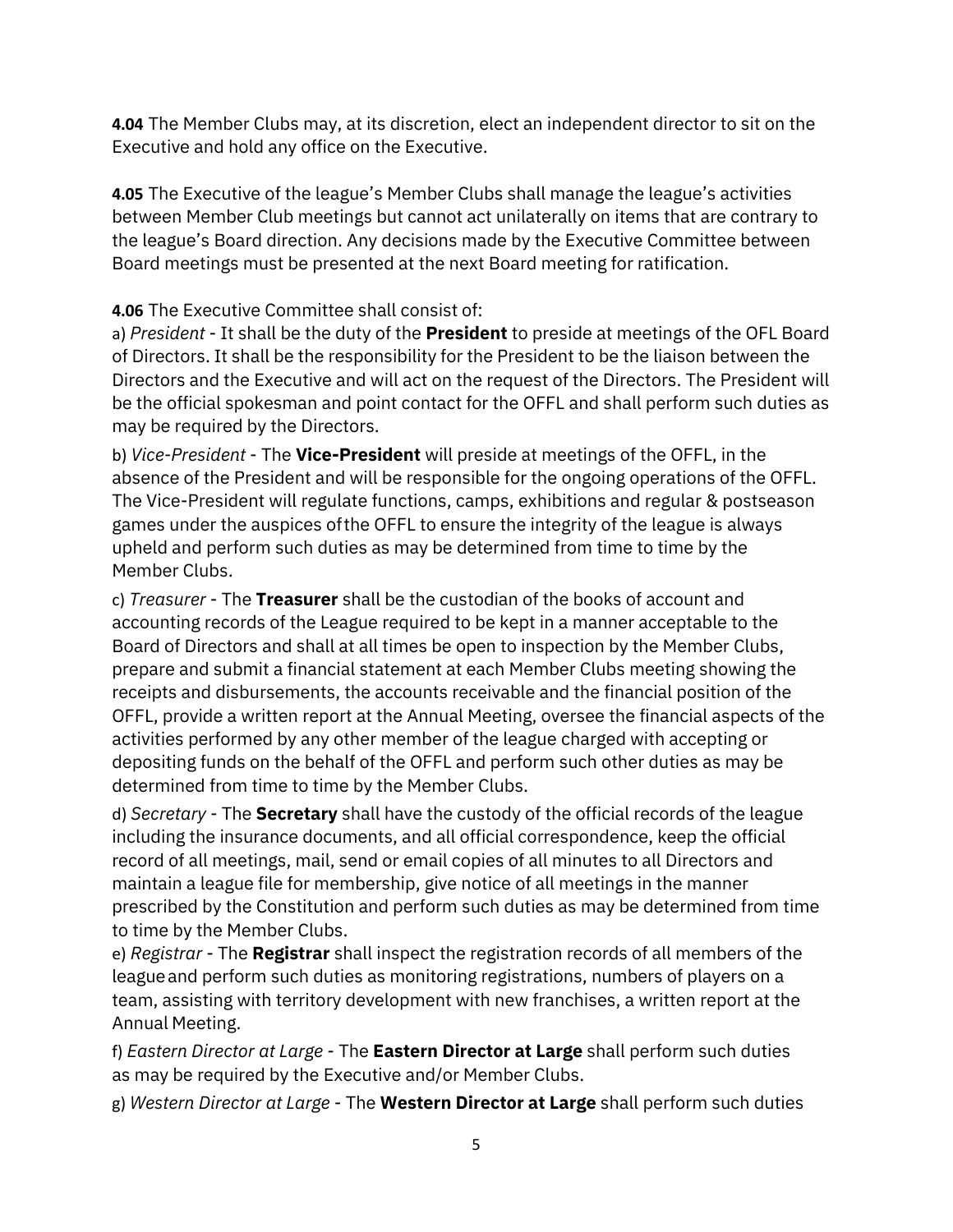**4.04** The Member Clubs may, at its discretion, elect an independent director to sit on the Executive and hold any office on the Executive.

**4.05** The Executive of the league's Member Clubs shall manage the league's activities between Member Club meetings but cannot act unilaterally on items that are contrary to the league's Board direction. Any decisions made by the Executive Committee between Board meetings must be presented at the next Board meeting for ratification.

**4.06** The Executive Committee shall consist of:

a) *President* - It shall be the duty of the **President** to preside at meetings of the OFL Board of Directors. It shall be the responsibility for the President to be the liaison between the Directors and the Executive and will act on the request of the Directors. The President will be the official spokesman and point contact for the OFFL and shall perform such duties as may be required by the Directors.

b) *Vice-President* - The **Vice-President** will preside at meetings of the OFFL, in the absence of the President and will be responsible for the ongoing operations of the OFFL. The Vice-President will regulate functions, camps, exhibitions and regular & postseason games under the auspices of the OFFL to ensure the integrity of the league is always upheld and perform such duties as may be determined from time to time by the Member Clubs.

c) *Treasurer* - The **Treasurer** shall be the custodian of the books of account and accounting records of the League required to be kept in a manner acceptable to the Board of Directors and shall at all times be open to inspection by the Member Clubs, prepare and submit a financial statement at each Member Clubs meeting showing the receipts and disbursements, the accounts receivable and the financial position of the OFFL, provide a written report at the Annual Meeting, oversee the financial aspects of the activities performed by any other member of the league charged with accepting or depositing funds on the behalf of the OFFL and perform such other duties as may be determined from time to time by the Member Clubs.

d) *Secretary* - The **Secretary** shall have the custody of the official records of the league including the insurance documents, and all official correspondence, keep the official record of all meetings, mail, send or email copies of all minutes to all Directors and maintain a league file for membership, give notice of all meetings in the manner prescribed by the Constitution and perform such duties as may be determined from time to time by the Member Clubs.

e) *Registrar* - The **Registrar** shall inspect the registration records of all members of the league and perform such duties as monitoring registrations, numbers of players on a team, assisting with territory development with new franchises, a written report at the Annual Meeting.

f) *Eastern Director at Large* - The **Eastern Director at Large** shall perform such duties as may be required by the Executive and/or Member Clubs.

g) *Western Director at Large* - The **Western Director at Large** shall perform such duties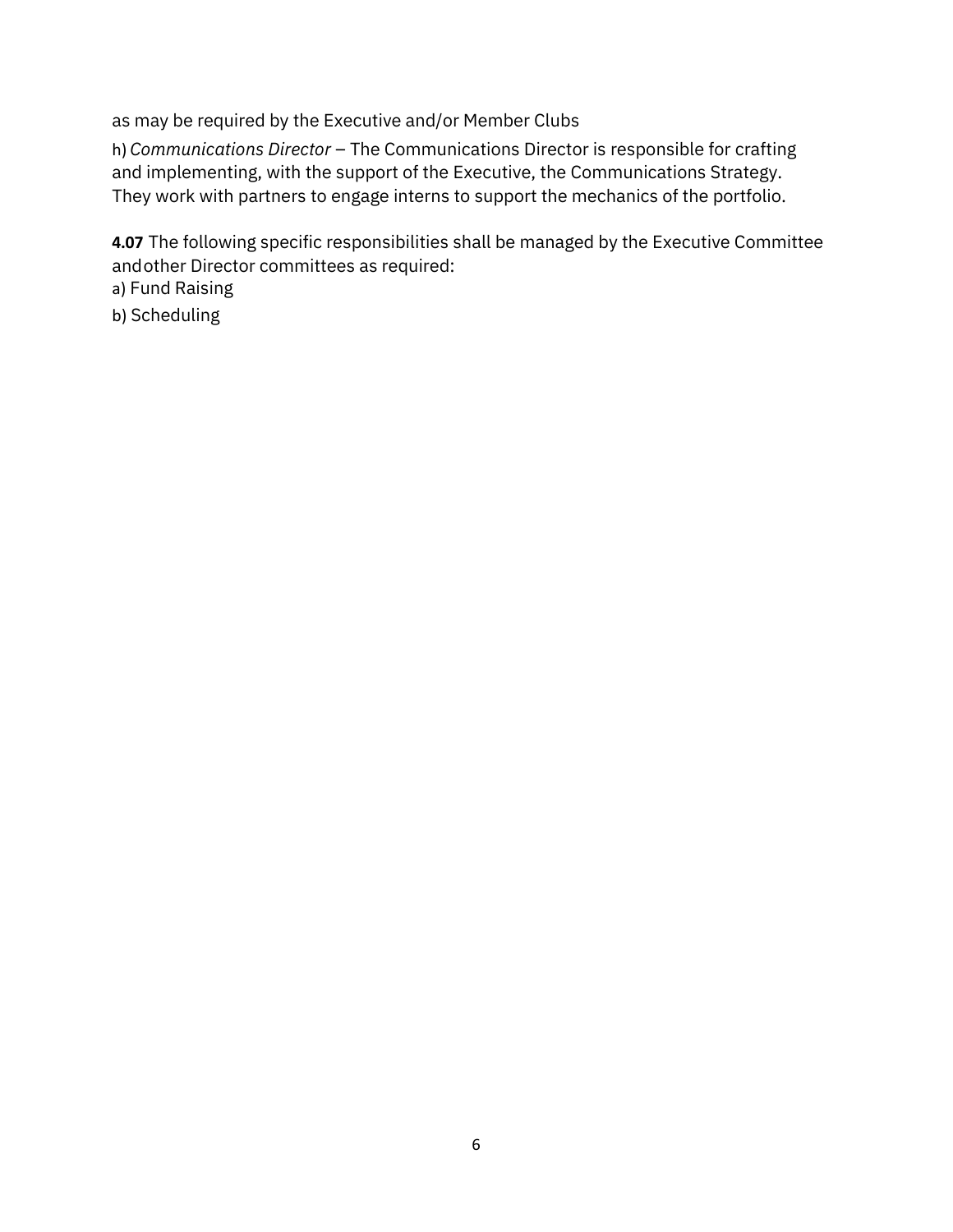as may be required by the Executive and/or Member Clubs

h) *Communications Director* – The Communications Director is responsible for crafting and implementing, with the support of the Executive, the Communications Strategy. They work with partners to engage interns to support the mechanics of the portfolio.

**4.07** The following specific responsibilities shall be managed by the Executive Committee andother Director committees as required:

a) Fund Raising

b) Scheduling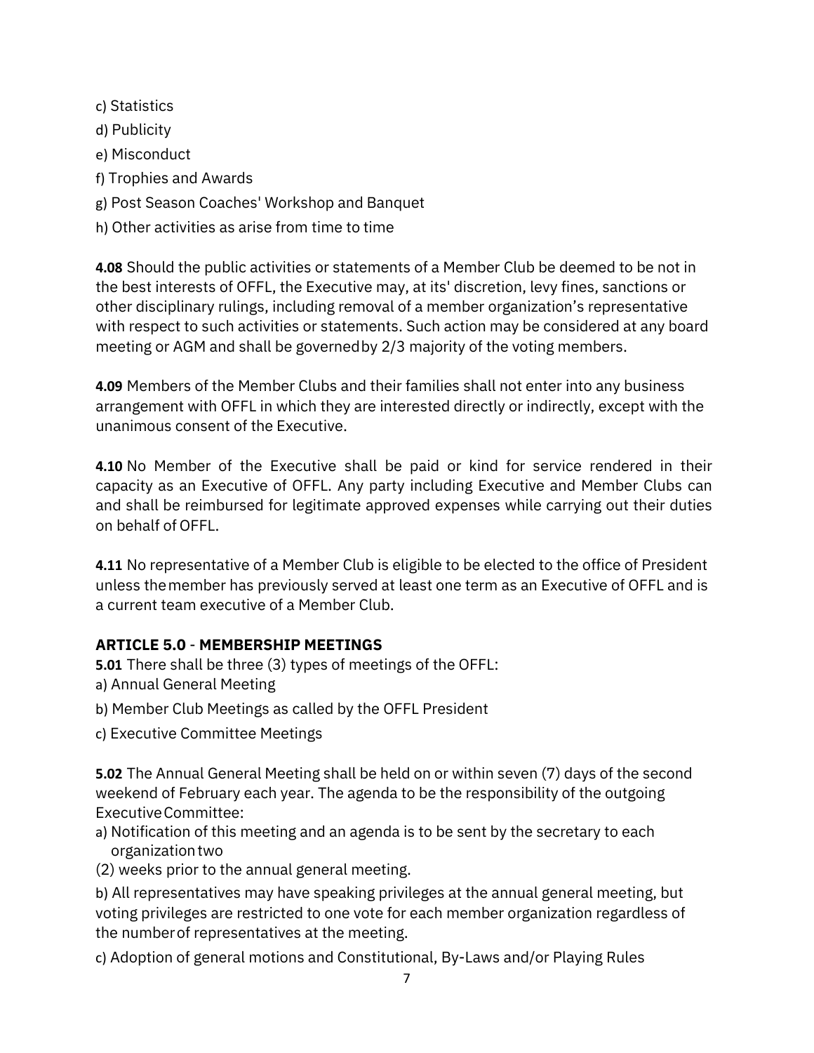c) Statistics

d) Publicity

e) Misconduct

f) Trophies and Awards

g) Post Season Coaches' Workshop and Banquet

h) Other activities as arise from time to time

**4.08** Should the public activities or statements of a Member Club be deemed to be not in the best interests of OFFL, the Executive may, at its' discretion, levy fines, sanctions or other disciplinary rulings, including removal of a member organization's representative with respect to such activities or statements. Such action may be considered at any board meeting or AGM and shall be governed by 2/3 majority of the voting members.

**4.09** Members of the Member Clubs and their families shall not enter into any business arrangement with OFFL in which they are interested directly or indirectly, except with the unanimous consent of the Executive.

**4.10** No Member of the Executive shall be paid or kind for service rendered in their capacity as an Executive of OFFL. Any party including Executive and Member Clubs can and shall be reimbursed for legitimate approved expenses while carrying out their duties on behalf of OFFL.

**4.11** No representative of a Member Club is eligible to be elected to the office of President unless the member has previously served at least one term as an Executive of OFFL and is a current team executive of a Member Club.

### ARTICLE 5.0 - MEMBERSHIP MEETINGS

**5.01** There shall be three (3) types of meetings of the OFFL:

a) Annual General Meeting

b) Member Club Meetings as called by the OFFL President

c) Executive Committee Meetings

**5.02** The Annual General Meeting shall be held on or within seven (7) days of the second weekend of February each year. The agenda to be the responsibility of the outgoing Executive Committee:

a) Notification of this meeting and an agenda is to be sent by the secretary to each organization two

(2) weeks prior to the annual general meeting.

b) All representatives may have speaking privileges at the annual general meeting, but voting privileges are restricted to one vote for each member organization regardless of the number of representatives at the meeting.

c) Adoption of general motions and Constitutional, By-Laws and/or Playing Rules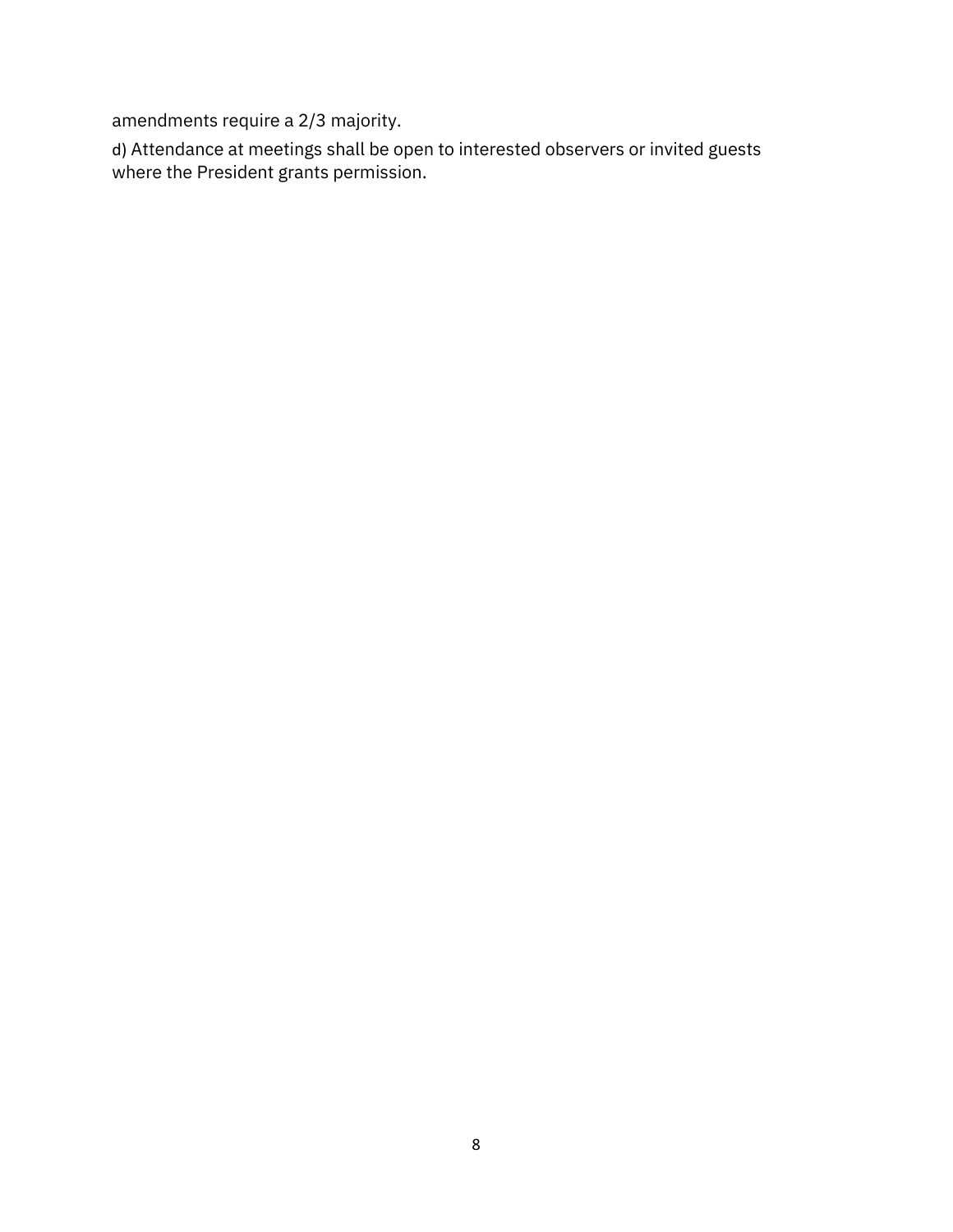amendments require a 2/3 majority.

d) Attendance at meetings shall be open to interested observers or invited guests where the President grants permission.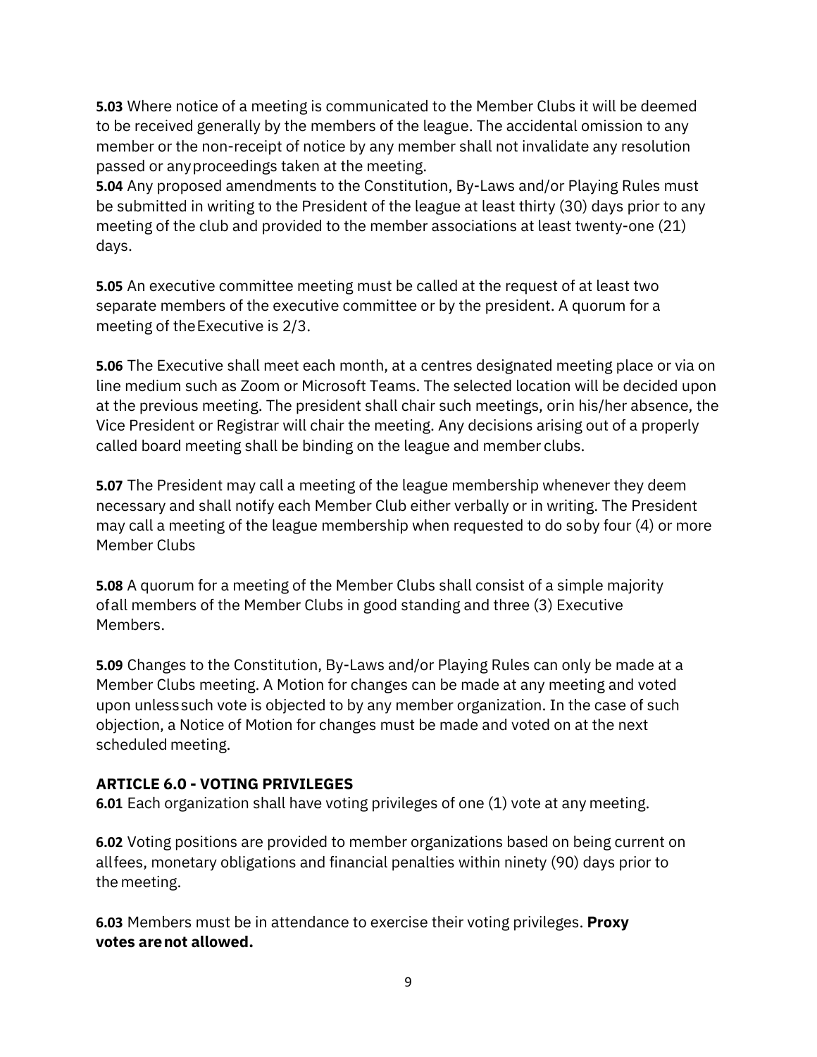**5.03** Where notice of a meeting is communicated to the Member Clubs it will be deemed to be received generally by the members of the league. The accidental omission to any member or the non-receipt of notice by any member shall not invalidate any resolution passed or any proceedings taken at the meeting.

**5.04** Any proposed amendments to the Constitution, By-Laws and/or Playing Rules must be submitted in writing to the President of the league at least thirty (30) days prior to any meeting of the club and provided to the member associations at least twenty-one (21) days.

**5.05** An executive committee meeting must be called at the request of at least two separate members of the executive committee or by the president. A quorum for a meeting of the Executive is 2/3.

**5.06** The Executive shall meet each month, at a centres designated meeting place or via on line medium such as Zoom or Microsoft Teams. The selected location will be decided upon at the previous meeting. The president shall chair such meetings, or in his/her absence, the Vice President or Registrar will chair the meeting. Any decisions arising out of a properly called board meeting shall be binding on the league and member clubs.

**5.07** The President may call a meeting of the league membership whenever they deem necessary and shall notify each Member Club either verbally or in writing. The President may call a meeting of the league membership when requested to do so by four (4) or more Member Clubs

**5.08** A quorum for a meeting of the Member Clubs shall consist of a simple majority of all members of the Member Clubs in good standing and three (3) Executive Members.

**5.09** Changes to the Constitution, By-Laws and/or Playing Rules can only be made at a Member Clubs meeting. A Motion for changes can be made at any meeting and voted upon unless such vote is objected to by any member organization. In the case of such objection, a Notice of Motion for changes must be made and voted on at the next scheduled meeting.

### ARTICLE 6.0 - VOTING PRIVILEGES

**6.01** Each organization shall have voting privileges of one (1) vote at any meeting.

**6.02** Voting positions are provided to member organizations based on being current on all fees, monetary obligations and financial penalties within ninety (90) days prior to the meeting.

**6.03** Members must be in attendance to exercise their voting privileges. **Proxy votes are not allowed.**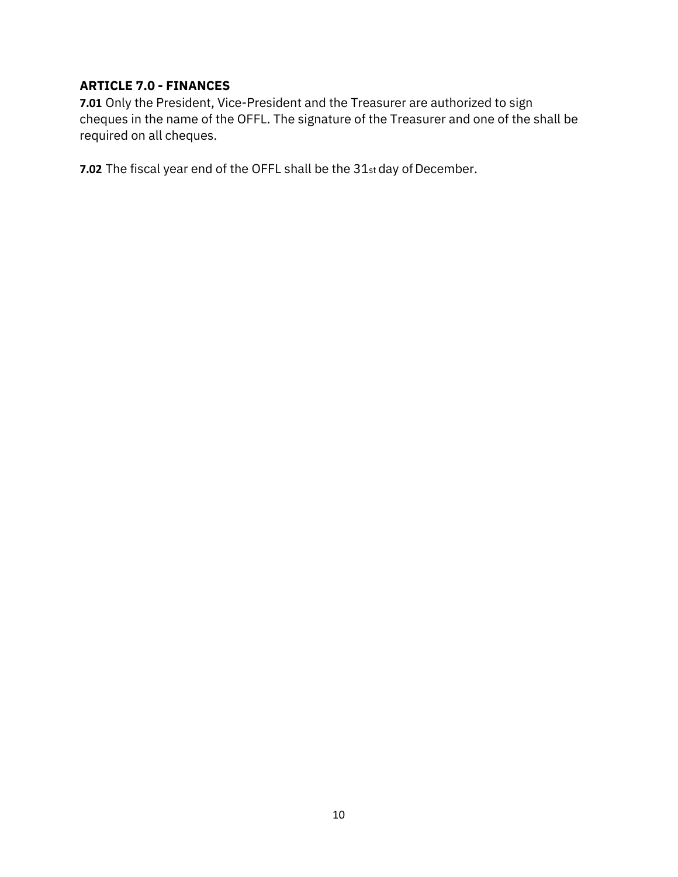**ARTICLE 7.0 - FINANCES**

**7.01** Only the President, Vice-President and the Treasurer are authorized to sign cheques in the name of the OFFL. The signature of the Treasurer and one of the shall be required on all cheques.

**7.02** The fiscal year end of the OFFL shall be the 31st day of December.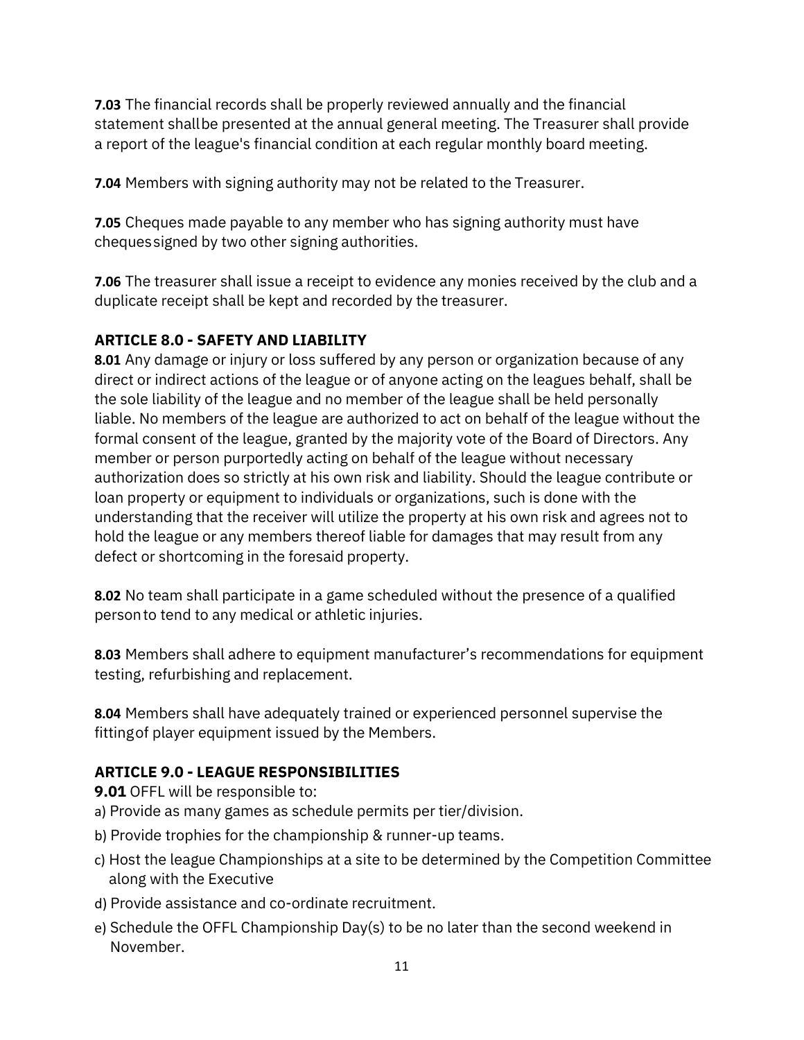**7.03** The financial records shall be properly reviewed annually and the financial statement shall be presented at the annual general meeting. The Treasurer shall provide a report of the league's financial condition at each regular monthly board meeting.

**7.04** Members with signing authority may not be related to the Treasurer.

**7.05** Cheques made payable to any member who has signing authority must have cheques signed by two other signing authorities.

**7.06** The treasurer shall issue a receipt to evidence any monies received by the club and a duplicate receipt shall be kept and recorded by the treasurer.

## ARTICLE 8.0 - SAFETY AND LIABILITY

**8.01** Any damage or injury or loss suffered by any person or organization because of any direct or indirect actions of the league or of anyone acting on the leagues behalf, shall be the sole liability of the league and no member of the league shall be held personally liable. No members of the league are authorized to act on behalf of the league without the formal consent of the league, granted by the majority vote of the Board of Directors. Any member or person purportedly acting on behalf of the league without necessary authorization does so strictly at his own risk and liability. Should the league contribute or loan property or equipment to individuals or organizations, such is done with the understanding that the receiver will utilize the property at his own risk and agrees not to hold the league or any members thereof liable for damages that may result from any defect or shortcoming in the foresaid property.

**8.02** No team shall participate in a game scheduled without the presence of a qualified person to tend to any medical or athletic injuries.

**8.03** Members shall adhere to equipment manufacturer's recommendations for equipment testing, refurbishing and replacement.

**8.04** Members shall have adequately trained or experienced personnel supervise the fitting of player equipment issued by the Members.

## ARTICLE 9.0 - LEAGUE RESPONSIBILITIES

**9.01** OFFL will be responsible to:

a) Provide as many games as schedule permits per tier/division.

b) Provide trophies for the championship & runner-up teams.

c) Host the league Championships at a site to be determined by the Competition Committee along with the Executive

d) Provide assistance and co-ordinate recruitment.

e) Schedule the OFFL Championship Day(s) to be no later than the second weekend in November.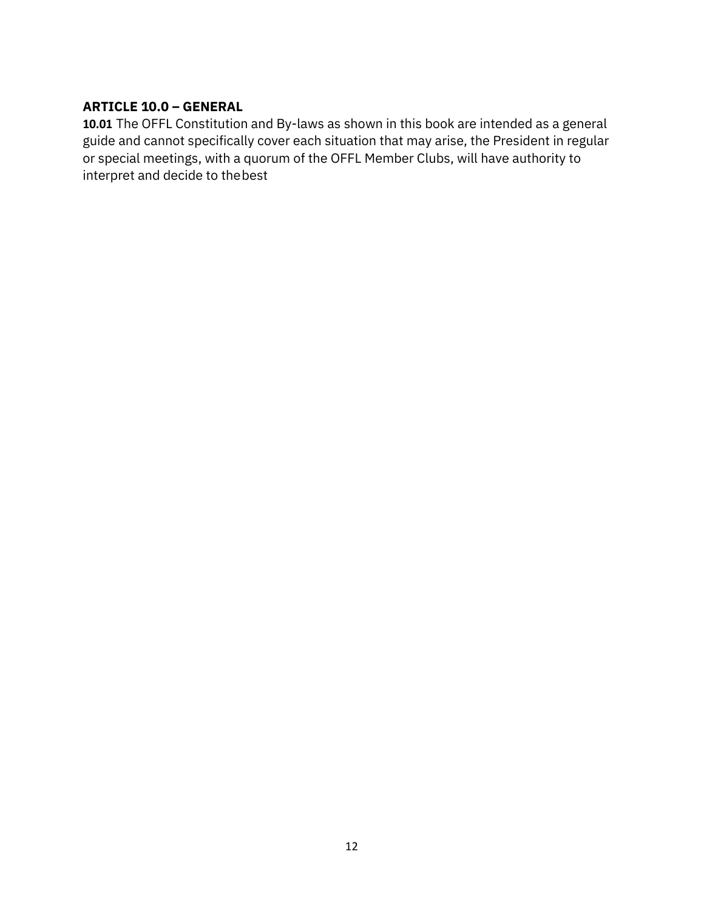### ARTICLE 10.0 – GENERAL

**10.01** The OFFL Constitution and By-laws as shown in this book are intended as a general guide and cannot specifically cover each situation that may arise, the President in regular or special meetings, with a quorum of the OFFL Member Clubs, will have authority to interpret and decide to the best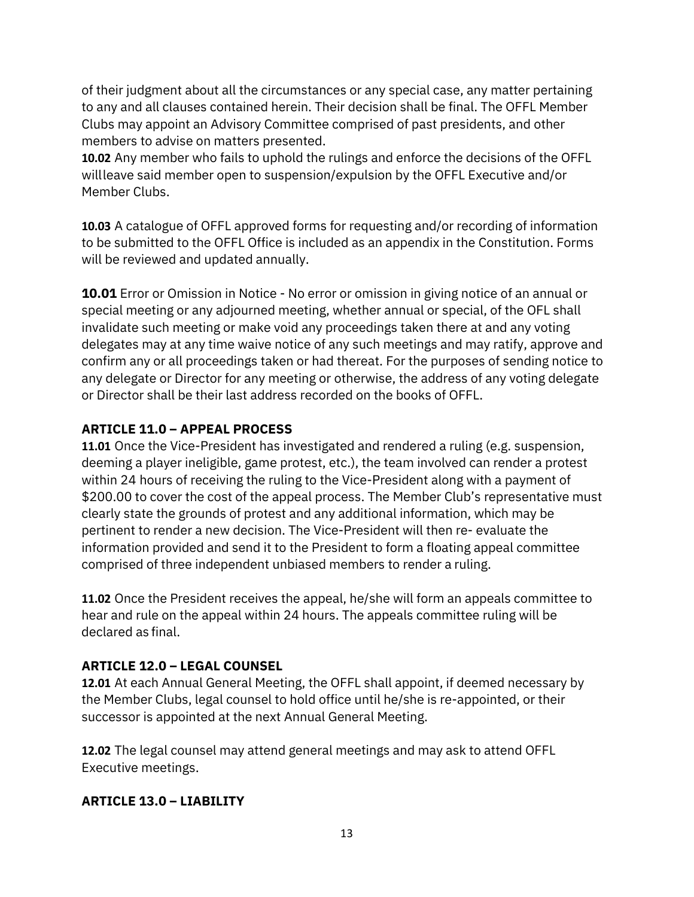of their judgment about all the circumstances or any special case, any matter pertaining to any and all clauses contained herein. Their decision shall be final. The OFFL Member Clubs may appoint an Advisory Committee comprised of past presidents, and other members to advise on matters presented.

**10.02** Any member who fails to uphold the rulings and enforce the decisions of the OFFL willleave said member open to suspension/expulsion by the OFFL Executive and/or Member Clubs.

**10.03** A catalogue of OFFL approved forms for requesting and/or recording of information to be submitted to the OFFL Office is included as an appendix in the Constitution. Forms will be reviewed and updated annually.

**10.01** Error or Omission in Notice - No error or omission in giving notice of an annual or special meeting or any adjourned meeting, whether annual or special, of the OFL shall invalidate such meeting or make void any proceedings taken there at and any voting delegates may at any time waive notice of any such meetings and may ratify, approve and confirm any or all proceedings taken or had thereat. For the purposes of sending notice to any delegate or Director for any meeting or otherwise, the address of any voting delegate or Director shall be their last address recorded on the books of OFFL.

### ARTICLE 11.0 – APPEAL PROCESS

**11.01** Once the Vice-President has investigated and rendered a ruling (e.g. suspension, deeming a player ineligible, game protest, etc.), the team involved can render a protest within 24 hours of receiving the ruling to the Vice-President along with a payment of $200.00 to cover the cost of the appeal process. The Member Club's representative must clearly state the grounds of protest and any additional information, which may be pertinent to render a new decision. The Vice-President will then re- evaluate the information provided and send it to the President to form a floating appeal committee comprised of three independent unbiased members to render a ruling.

**11.02** Once the President receives the appeal, he/she will form an appeals committee to hear and rule on the appeal within 24 hours. The appeals committee ruling will be declared as final.

### ARTICLE 12.0 – LEGAL COUNSEL

**12.01** At each Annual General Meeting, the OFFL shall appoint, if deemed necessary by the Member Clubs, legal counsel to hold office until he/she is re-appointed, or their successor is appointed at the next Annual General Meeting.

**12.02** The legal counsel may attend general meetings and may ask to attend OFFL Executive meetings.

### ARTICLE 13.0 – LIABILITY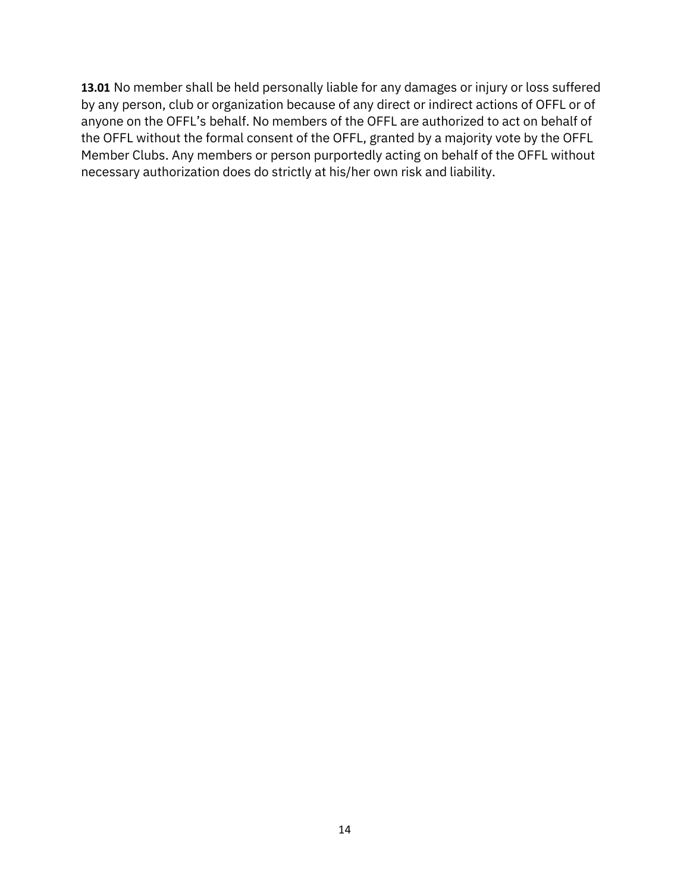**13.01** No member shall be held personally liable for any damages or injury or loss suffered by any person, club or organization because of any direct or indirect actions of OFFL or of anyone on the OFFL's behalf. No members of the OFFL are authorized to act on behalf of the OFFL without the formal consent of the OFFL, granted by a majority vote by the OFFL Member Clubs. Any members or person purportedly acting on behalf of the OFFL without necessary authorization does do strictly at his/her own risk and liability.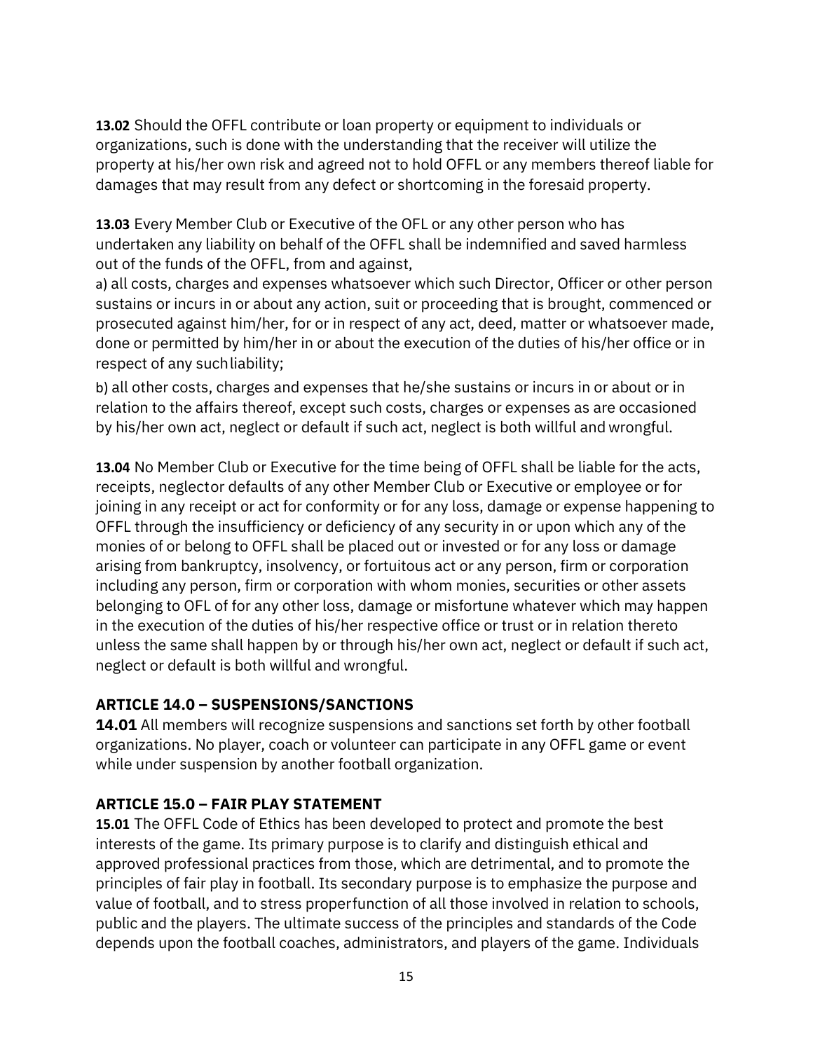**13.02** Should the OFFL contribute or loan property or equipment to individuals or organizations, such is done with the understanding that the receiver will utilize the property at his/her own risk and agreed not to hold OFFL or any members thereof liable for damages that may result from any defect or shortcoming in the foresaid property.

**13.03** Every Member Club or Executive of the OFL or any other person who has undertaken any liability on behalf of the OFFL shall be indemnified and saved harmless out of the funds of the OFFL, from and against,

a) all costs, charges and expenses whatsoever which such Director, Officer or other person sustains or incurs in or about any action, suit or proceeding that is brought, commenced or prosecuted against him/her, for or in respect of any act, deed, matter or whatsoever made, done or permitted by him/her in or about the execution of the duties of his/her office or in respect of any suchliability;

b) all other costs, charges and expenses that he/she sustains or incurs in or about or in relation to the affairs thereof, except such costs, charges or expenses as are occasioned by his/her own act, neglect or default if such act, neglect is both willful and wrongful.

**13.04** No Member Club or Executive for the time being of OFFL shall be liable for the acts, receipts, neglector defaults of any other Member Club or Executive or employee or for joining in any receipt or act for conformity or for any loss, damage or expense happening to OFFL through the insufficiency or deficiency of any security in or upon which any of the monies of or belong to OFFL shall be placed out or invested or for any loss or damage arising from bankruptcy, insolvency, or fortuitous act or any person, firm or corporation including any person, firm or corporation with whom monies, securities or other assets belonging to OFL of for any other loss, damage or misfortune whatever which may happen in the execution of the duties of his/her respective office or trust or in relation thereto unless the same shall happen by or through his/her own act, neglect or default if such act, neglect or default is both willful and wrongful.

## ARTICLE 14.0 – SUSPENSIONS/SANCTIONS

**14.01** All members will recognize suspensions and sanctions set forth by other football organizations. No player, coach or volunteer can participate in any OFFL game or event while under suspension by another football organization.

## ARTICLE 15.0 – FAIR PLAY STATEMENT

**15.01** The OFFL Code of Ethics has been developed to protect and promote the best interests of the game. Its primary purpose is to clarify and distinguish ethical and approved professional practices from those, which are detrimental, and to promote the principles of fair play in football. Its secondary purpose is to emphasize the purpose and value of football, and to stress properfunction of all those involved in relation to schools, public and the players. The ultimate success of the principles and standards of the Code depends upon the football coaches, administrators, and players of the game. Individuals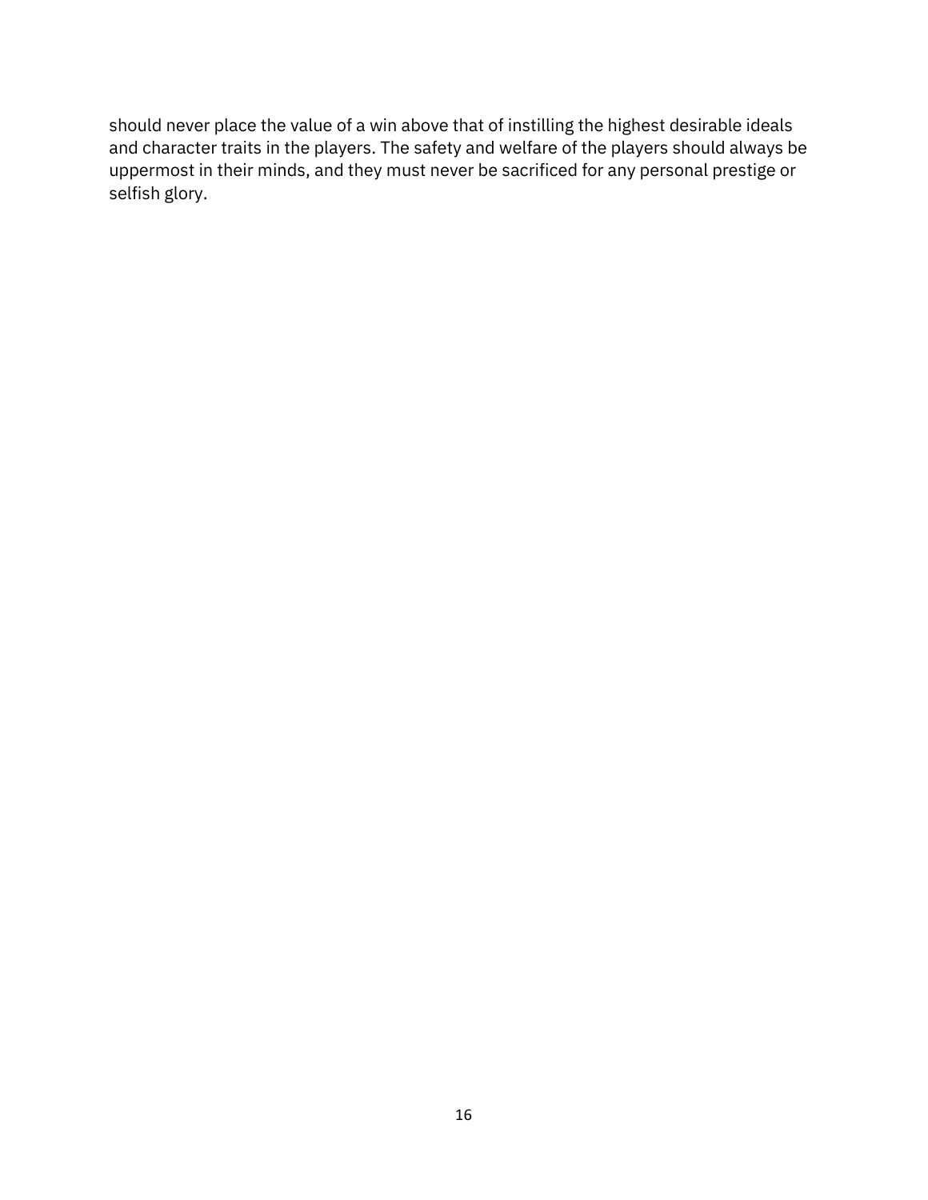should never place the value of a win above that of instilling the highest desirable ideals and character traits in the players. The safety and welfare of the players should always be uppermost in their minds, and they must never be sacrificed for any personal prestige or selfish glory.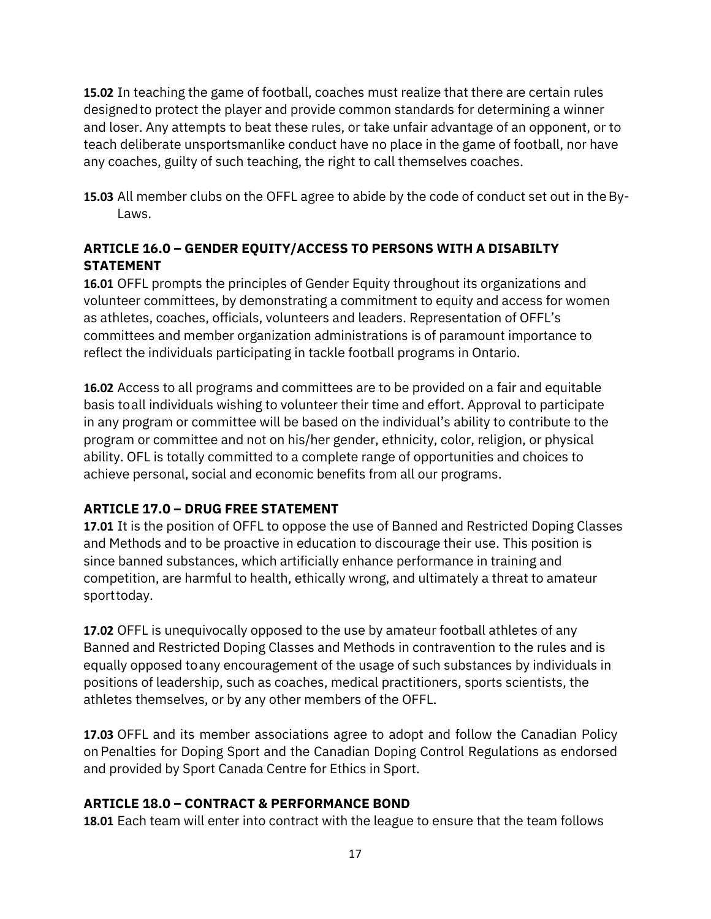**15.02** In teaching the game of football, coaches must realize that there are certain rules designed to protect the player and provide common standards for determining a winner and loser. Any attempts to beat these rules, or take unfair advantage of an opponent, or to teach deliberate unsportsmanlike conduct have no place in the game of football, nor have any coaches, guilty of such teaching, the right to call themselves coaches.

**15.03** All member clubs on the OFFL agree to abide by the code of conduct set out in the By-Laws.

### ARTICLE 16.0 – GENDER EQUITY/ACCESS TO PERSONS WITH A DISABILTY STATEMENT

**16.01** OFFL prompts the principles of Gender Equity throughout its organizations and volunteer committees, by demonstrating a commitment to equity and access for women as athletes, coaches, officials, volunteers and leaders. Representation of OFFL's committees and member organization administrations is of paramount importance to reflect the individuals participating in tackle football programs in Ontario.

**16.02** Access to all programs and committees are to be provided on a fair and equitable basis to all individuals wishing to volunteer their time and effort. Approval to participate in any program or committee will be based on the individual's ability to contribute to the program or committee and not on his/her gender, ethnicity, color, religion, or physical ability. OFL is totally committed to a complete range of opportunities and choices to achieve personal, social and economic benefits from all our programs.

### ARTICLE 17.0 – DRUG FREE STATEMENT

**17.01** It is the position of OFFL to oppose the use of Banned and Restricted Doping Classes and Methods and to be proactive in education to discourage their use. This position is since banned substances, which artificially enhance performance in training and competition, are harmful to health, ethically wrong, and ultimately a threat to amateur sport today.

**17.02** OFFL is unequivocally opposed to the use by amateur football athletes of any Banned and Restricted Doping Classes and Methods in contravention to the rules and is equally opposed to any encouragement of the usage of such substances by individuals in positions of leadership, such as coaches, medical practitioners, sports scientists, the athletes themselves, or by any other members of the OFFL.

**17.03** OFFL and its member associations agree to adopt and follow the Canadian Policy on Penalties for Doping Sport and the Canadian Doping Control Regulations as endorsed and provided by Sport Canada Centre for Ethics in Sport.

### ARTICLE 18.0 – CONTRACT & PERFORMANCE BOND

**18.01** Each team will enter into contract with the league to ensure that the team follows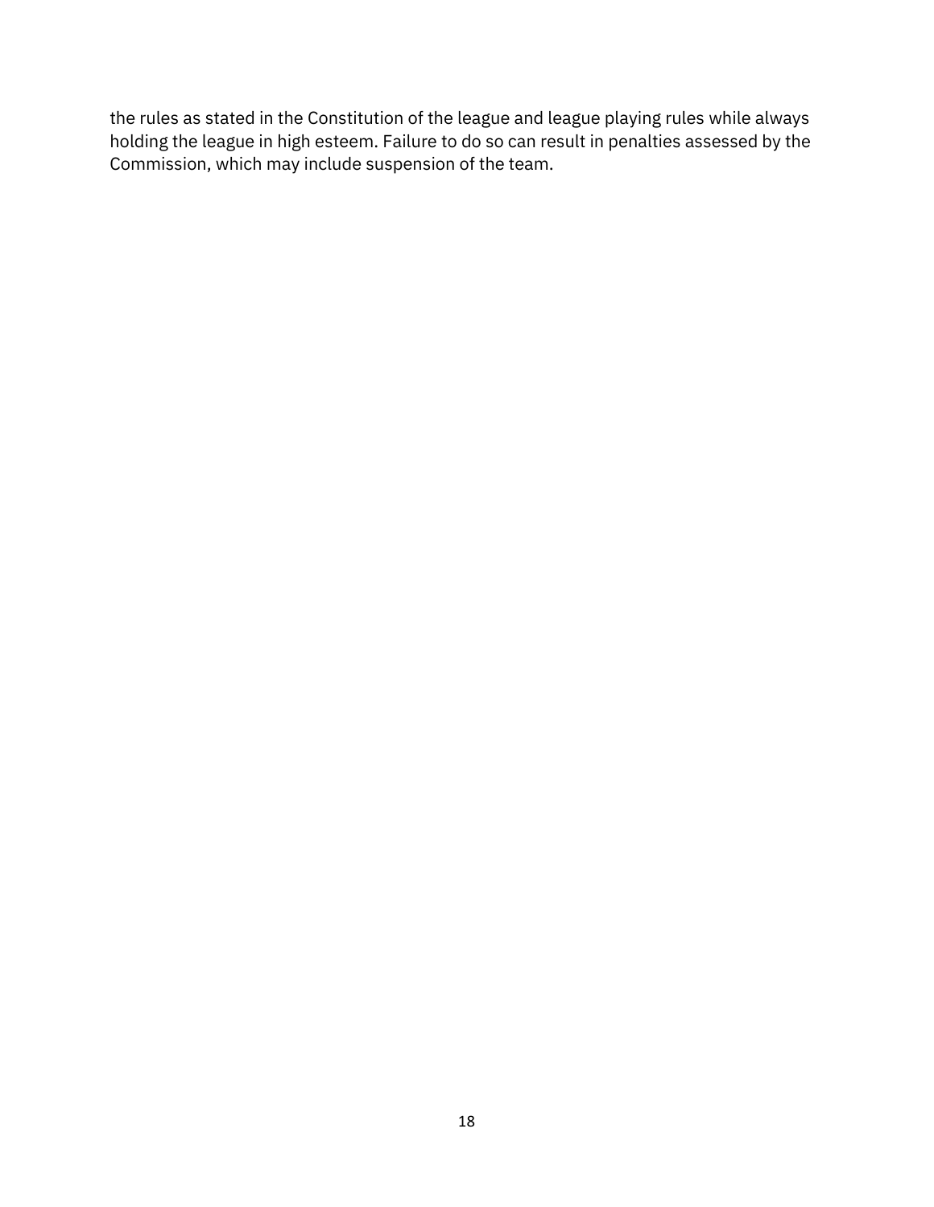the rules as stated in the Constitution of the league and league playing rules while always holding the league in high esteem. Failure to do so can result in penalties assessed by the Commission, which may include suspension of the team.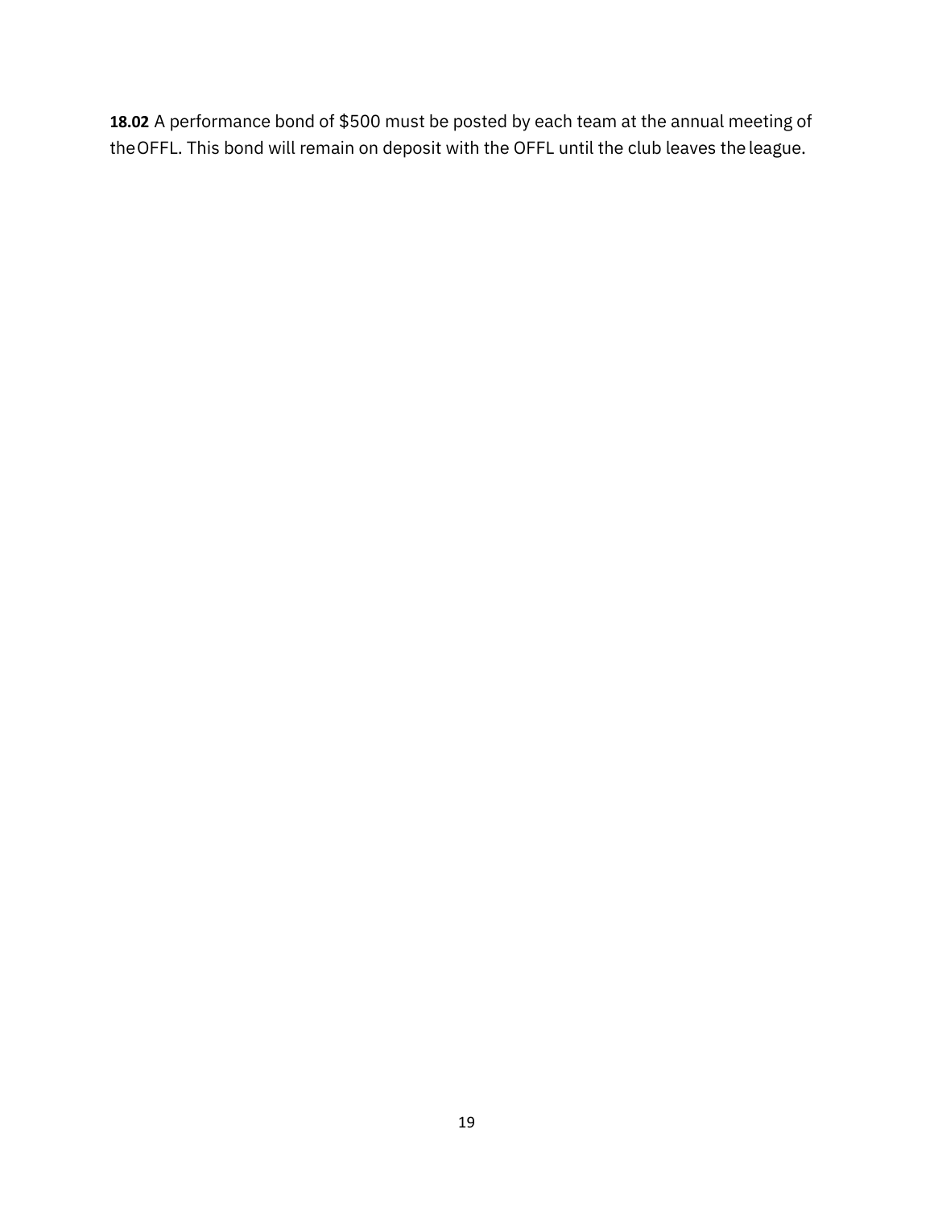**18.02** A performance bond of $500 must be posted by each team at the annual meeting of the OFFL. This bond will remain on deposit with the OFFL until the club leaves the league.